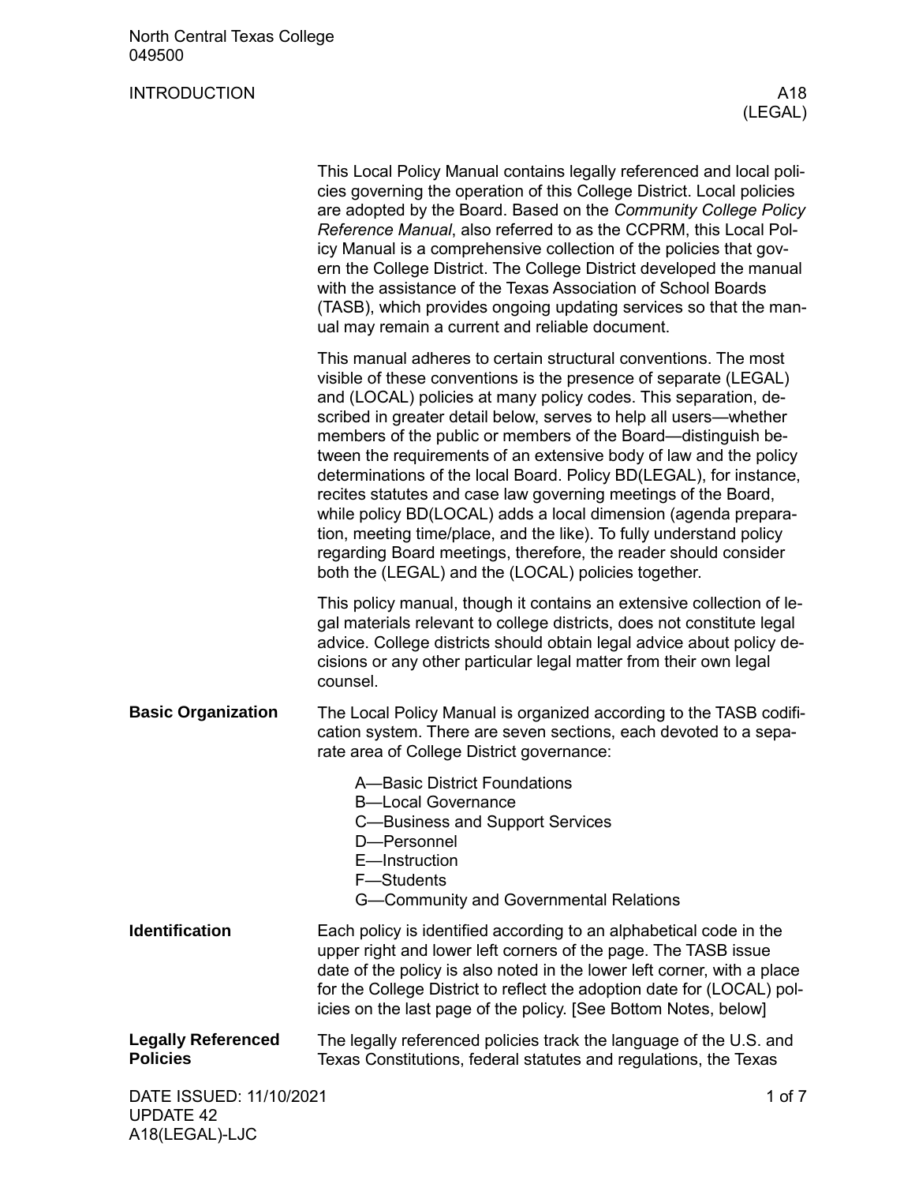North Central Texas College
049500

# INTRODUCTION

A18 (LEGAL)

This Local Policy Manual contains legally referenced and local policies governing the operation of this College District. Local policies are adopted by the Board. Based on the *Community College Policy Reference Manual*, also referred to as the CCPRM, this Local Policy Manual is a comprehensive collection of the policies that govern the College District. The College District developed the manual with the assistance of the Texas Association of School Boards (TASB), which provides ongoing updating services so that the manual may remain a current and reliable document.

This manual adheres to certain structural conventions. The most visible of these conventions is the presence of separate (LEGAL) and (LOCAL) policies at many policy codes. This separation, described in greater detail below, serves to help all users—whether members of the public or members of the Board—distinguish between the requirements of an extensive body of law and the policy determinations of the local Board. Policy BD(LEGAL), for instance, recites statutes and case law governing meetings of the Board, while policy BD(LOCAL) adds a local dimension (agenda preparation, meeting time/place, and the like). To fully understand policy regarding Board meetings, therefore, the reader should consider both the (LEGAL) and the (LOCAL) policies together.

This policy manual, though it contains an extensive collection of legal materials relevant to college districts, does not constitute legal advice. College districts should obtain legal advice about policy decisions or any other particular legal matter from their own legal counsel.

## Basic Organization

The Local Policy Manual is organized according to the TASB codification system. There are seven sections, each devoted to a separate area of College District governance:

- A—Basic District Foundations
- B—Local Governance
- C—Business and Support Services
- D—Personnel
- E—Instruction
- F—Students
- G—Community and Governmental Relations

## Identification

Each policy is identified according to an alphabetical code in the upper right and lower left corners of the page. The TASB issue date of the policy is also noted in the lower left corner, with a place for the College District to reflect the adoption date for (LOCAL) policies on the last page of the policy. [See Bottom Notes, below]

## Legally Referenced Policies

The legally referenced policies track the language of the U.S. and Texas Constitutions, federal statutes and regulations, the Texas

DATE ISSUED: 11/10/2021
UPDATE 42
A18(LEGAL)-LJC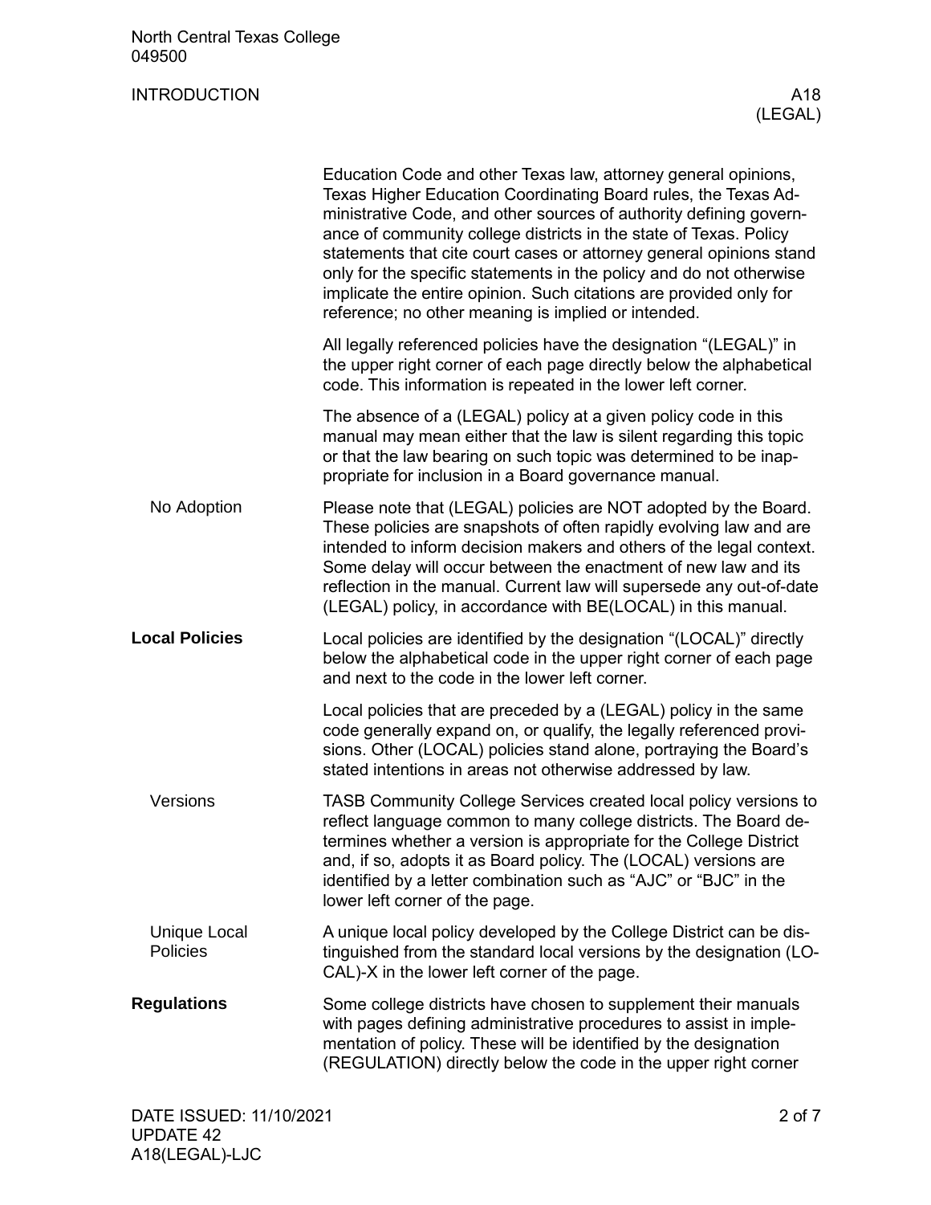Education Code and other Texas law, attorney general opinions, Texas Higher Education Coordinating Board rules, the Texas Administrative Code, and other sources of authority defining governance of community college districts in the state of Texas. Policy statements that cite court cases or attorney general opinions stand only for the specific statements in the policy and do not otherwise implicate the entire opinion. Such citations are provided only for reference; no other meaning is implied or intended.

All legally referenced policies have the designation "(LEGAL)" in the upper right corner of each page directly below the alphabetical code. This information is repeated in the lower left corner.

The absence of a (LEGAL) policy at a given policy code in this manual may mean either that the law is silent regarding this topic or that the law bearing on such topic was determined to be inappropriate for inclusion in a Board governance manual.

### No Adoption

Please note that (LEGAL) policies are NOT adopted by the Board. These policies are snapshots of often rapidly evolving law and are intended to inform decision makers and others of the legal context. Some delay will occur between the enactment of new law and its reflection in the manual. Current law will supersede any out-of-date (LEGAL) policy, in accordance with BE(LOCAL) in this manual.

## Local Policies

Local policies are identified by the designation "(LOCAL)" directly below the alphabetical code in the upper right corner of each page and next to the code in the lower left corner.

Local policies that are preceded by a (LEGAL) policy in the same code generally expand on, or qualify, the legally referenced provisions. Other (LOCAL) policies stand alone, portraying the Board's stated intentions in areas not otherwise addressed by law.

### Versions

TASB Community College Services created local policy versions to reflect language common to many college districts. The Board determines whether a version is appropriate for the College District and, if so, adopts it as Board policy. The (LOCAL) versions are identified by a letter combination such as "AJC" or "BJC" in the lower left corner of the page.

### Unique Local Policies

A unique local policy developed by the College District can be distinguished from the standard local versions by the designation (LOCAL)-X in the lower left corner of the page.

## Regulations

Some college districts have chosen to supplement their manuals with pages defining administrative procedures to assist in implementation of policy. These will be identified by the designation (REGULATION) directly below the code in the upper right corner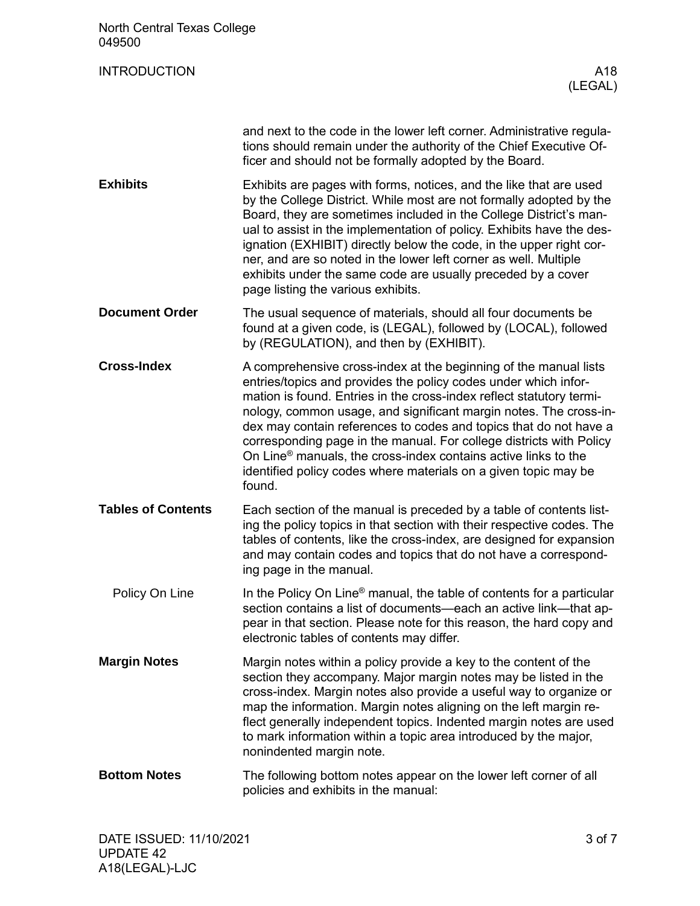and next to the code in the lower left corner. Administrative regulations should remain under the authority of the Chief Executive Officer and should not be formally adopted by the Board.

**Exhibits**

Exhibits are pages with forms, notices, and the like that are used by the College District. While most are not formally adopted by the Board, they are sometimes included in the College District's manual to assist in the implementation of policy. Exhibits have the designation (EXHIBIT) directly below the code, in the upper right corner, and are so noted in the lower left corner as well. Multiple exhibits under the same code are usually preceded by a cover page listing the various exhibits.

**Document Order**

The usual sequence of materials, should all four documents be found at a given code, is (LEGAL), followed by (LOCAL), followed by (REGULATION), and then by (EXHIBIT).

**Cross-Index**

A comprehensive cross-index at the beginning of the manual lists entries/topics and provides the policy codes under which information is found. Entries in the cross-index reflect statutory terminology, common usage, and significant margin notes. The cross-index may contain references to codes and topics that do not have a corresponding page in the manual. For college districts with Policy On Line® manuals, the cross-index contains active links to the identified policy codes where materials on a given topic may be found.

**Tables of Contents**

Each section of the manual is preceded by a table of contents listing the policy topics in that section with their respective codes. The tables of contents, like the cross-index, are designed for expansion and may contain codes and topics that do not have a corresponding page in the manual.

Policy On Line

In the Policy On Line® manual, the table of contents for a particular section contains a list of documents—each an active link—that appear in that section. Please note for this reason, the hard copy and electronic tables of contents may differ.

**Margin Notes**

Margin notes within a policy provide a key to the content of the section they accompany. Major margin notes may be listed in the cross-index. Margin notes also provide a useful way to organize or map the information. Margin notes aligning on the left margin reflect generally independent topics. Indented margin notes are used to mark information within a topic area introduced by the major, nonindented margin note.

**Bottom Notes**

The following bottom notes appear on the lower left corner of all policies and exhibits in the manual: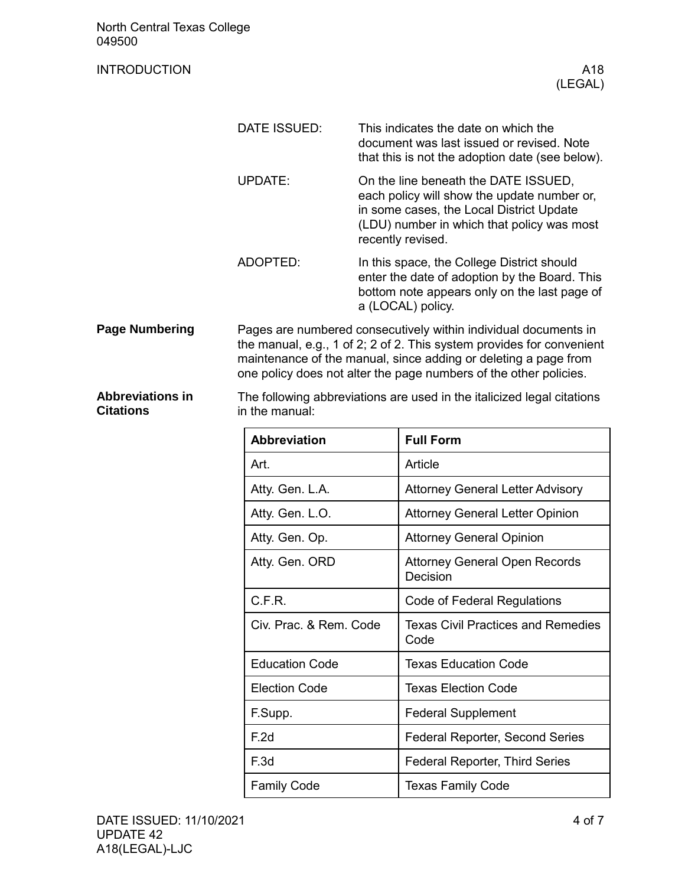| | |
|---|---|
| DATE ISSUED: | This indicates the date on which the document was last issued or revised. Note that this is not the adoption date (see below). |
| UPDATE: | On the line beneath the DATE ISSUED, each policy will show the update number or, in some cases, the Local District Update (LDU) number in which that policy was most recently revised. |
| ADOPTED: | In this space, the College District should enter the date of adoption by the Board. This bottom note appears only on the last page of a (LOCAL) policy. |

## Page Numbering

Pages are numbered consecutively within individual documents in the manual, e.g., 1 of 2; 2 of 2. This system provides for convenient maintenance of the manual, since adding or deleting a page from one policy does not alter the page numbers of the other policies.

## Abbreviations in Citations

The following abbreviations are used in the italicized legal citations in the manual:

| Abbreviation | Full Form |
|---|---|
| Art. | Article |
| Atty. Gen. L.A. | Attorney General Letter Advisory |
| Atty. Gen. L.O. | Attorney General Letter Opinion |
| Atty. Gen. Op. | Attorney General Opinion |
| Atty. Gen. ORD | Attorney General Open Records Decision |
| C.F.R. | Code of Federal Regulations |
| Civ. Prac. & Rem. Code | Texas Civil Practices and Remedies Code |
| Education Code | Texas Education Code |
| Election Code | Texas Election Code |
| F.Supp. | Federal Supplement |
| F.2d | Federal Reporter, Second Series |
| F.3d | Federal Reporter, Third Series |
| Family Code | Texas Family Code |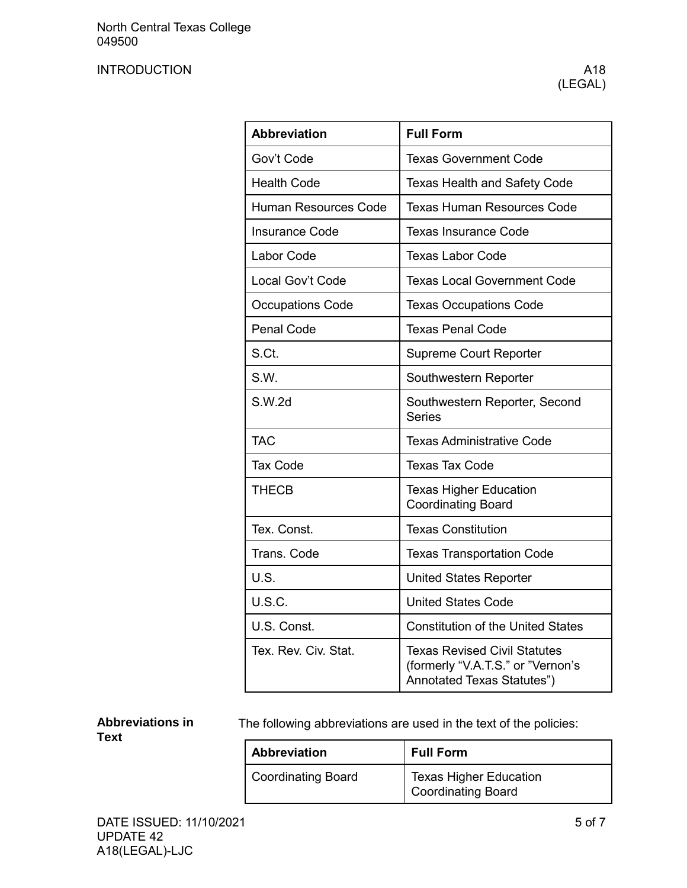| Abbreviation | Full Form |
| --- | --- |
| Gov't Code | Texas Government Code |
| Health Code | Texas Health and Safety Code |
| Human Resources Code | Texas Human Resources Code |
| Insurance Code | Texas Insurance Code |
| Labor Code | Texas Labor Code |
| Local Gov't Code | Texas Local Government Code |
| Occupations Code | Texas Occupations Code |
| Penal Code | Texas Penal Code |
| S.Ct. | Supreme Court Reporter |
| S.W. | Southwestern Reporter |
| S.W.2d | Southwestern Reporter, Second Series |
| TAC | Texas Administrative Code |
| Tax Code | Texas Tax Code |
| THECB | Texas Higher Education Coordinating Board |
| Tex. Const. | Texas Constitution |
| Trans. Code | Texas Transportation Code |
| U.S. | United States Reporter |
| U.S.C. | United States Code |
| U.S. Const. | Constitution of the United States |
| Tex. Rev. Civ. Stat. | Texas Revised Civil Statutes (formerly "V.A.T.S." or "Vernon's Annotated Texas Statutes") |

**Abbreviations in Text**

The following abbreviations are used in the text of the policies:

| Abbreviation | Full Form |
| --- | --- |
| Coordinating Board | Texas Higher Education Coordinating Board |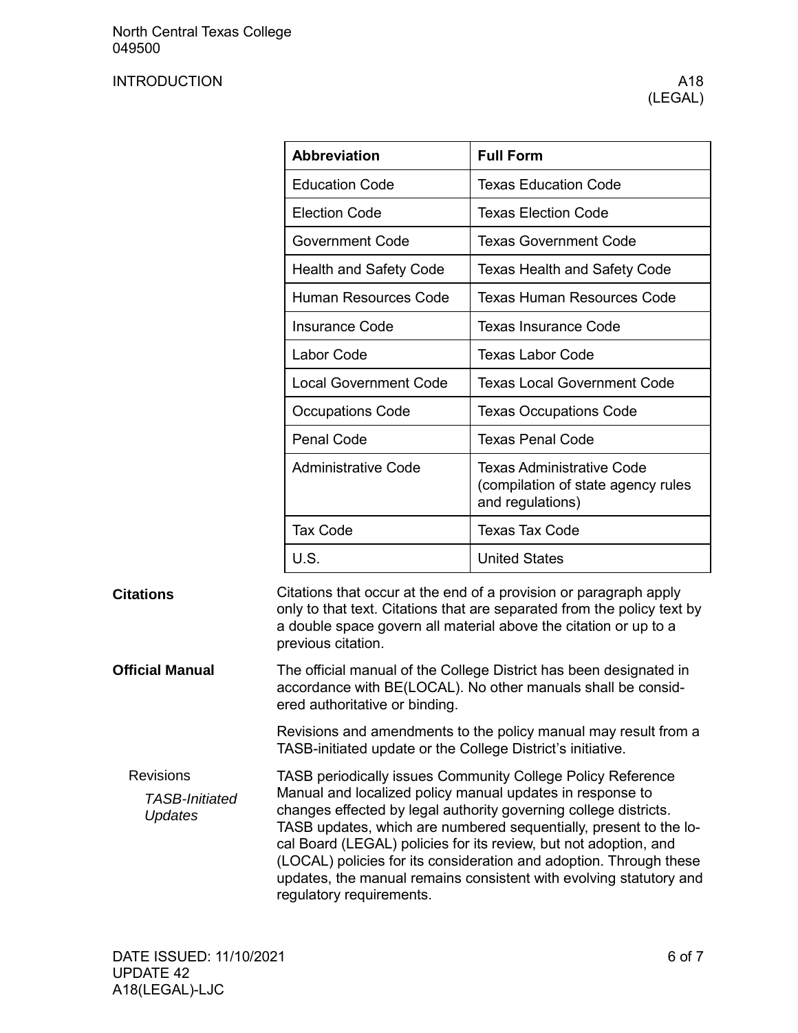| Abbreviation | Full Form |
|---|---|
| Education Code | Texas Education Code |
| Election Code | Texas Election Code |
| Government Code | Texas Government Code |
| Health and Safety Code | Texas Health and Safety Code |
| Human Resources Code | Texas Human Resources Code |
| Insurance Code | Texas Insurance Code |
| Labor Code | Texas Labor Code |
| Local Government Code | Texas Local Government Code |
| Occupations Code | Texas Occupations Code |
| Penal Code | Texas Penal Code |
| Administrative Code | Texas Administrative Code (compilation of state agency rules and regulations) |
| Tax Code | Texas Tax Code |
| U.S. | United States |

## Citations

Citations that occur at the end of a provision or paragraph apply only to that text. Citations that are separated from the policy text by a double space govern all material above the citation or up to a previous citation.

## Official Manual

The official manual of the College District has been designated in accordance with BE(LOCAL). No other manuals shall be considered authoritative or binding.

Revisions and amendments to the policy manual may result from a TASB-initiated update or the College District's initiative.

### Revisions

#### *TASB-Initiated Updates*

TASB periodically issues Community College Policy Reference Manual and localized policy manual updates in response to changes effected by legal authority governing college districts. TASB updates, which are numbered sequentially, present to the local Board (LEGAL) policies for its review, but not adoption, and (LOCAL) policies for its consideration and adoption. Through these updates, the manual remains consistent with evolving statutory and regulatory requirements.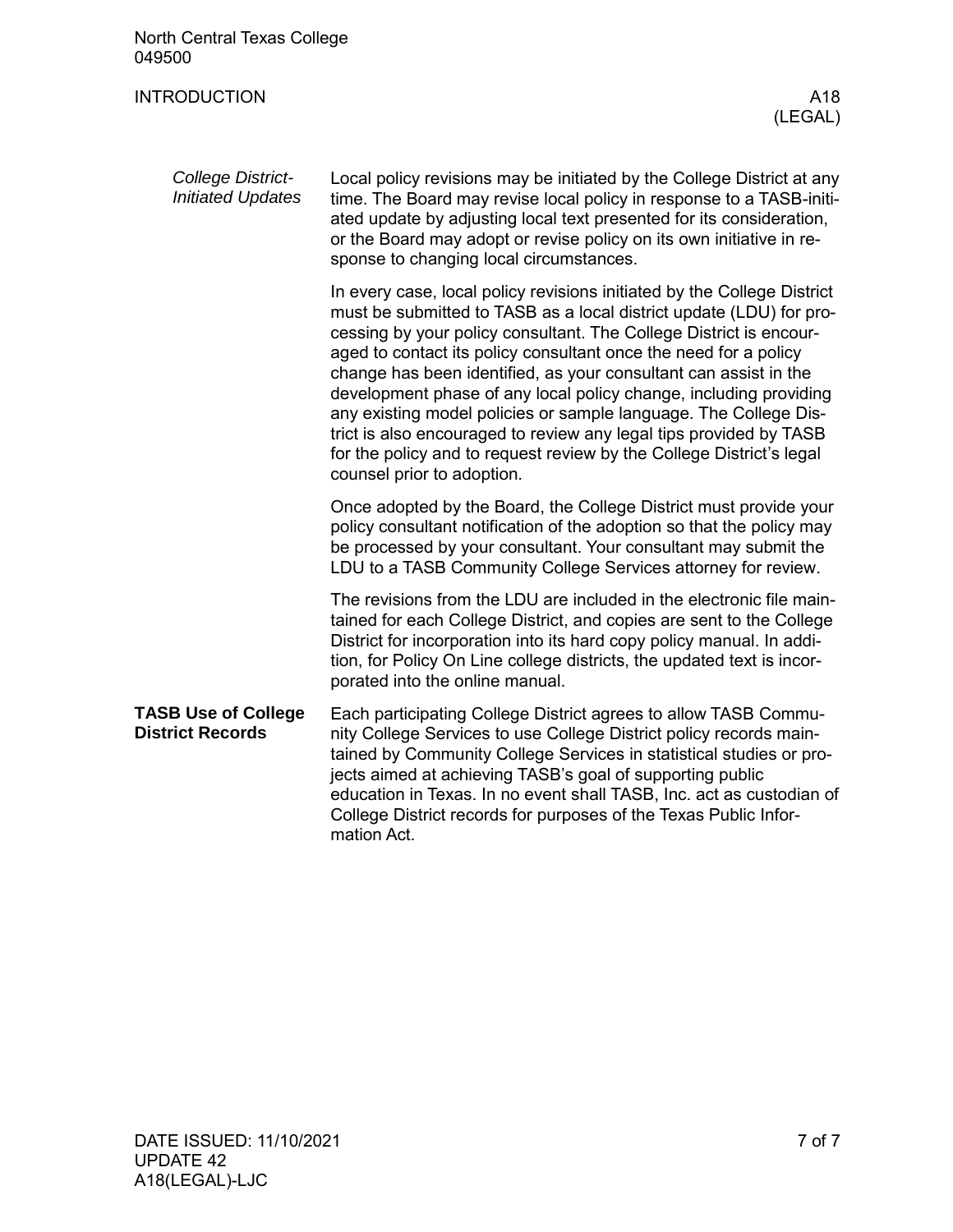*College District-Initiated Updates*

Local policy revisions may be initiated by the College District at any time. The Board may revise local policy in response to a TASB-initiated update by adjusting local text presented for its consideration, or the Board may adopt or revise policy on its own initiative in response to changing local circumstances.

In every case, local policy revisions initiated by the College District must be submitted to TASB as a local district update (LDU) for processing by your policy consultant. The College District is encouraged to contact its policy consultant once the need for a policy change has been identified, as your consultant can assist in the development phase of any local policy change, including providing any existing model policies or sample language. The College District is also encouraged to review any legal tips provided by TASB for the policy and to request review by the College District's legal counsel prior to adoption.

Once adopted by the Board, the College District must provide your policy consultant notification of the adoption so that the policy may be processed by your consultant. Your consultant may submit the LDU to a TASB Community College Services attorney for review.

The revisions from the LDU are included in the electronic file maintained for each College District, and copies are sent to the College District for incorporation into its hard copy policy manual. In addition, for Policy On Line college districts, the updated text is incorporated into the online manual.

**TASB Use of College District Records**

Each participating College District agrees to allow TASB Community College Services to use College District policy records maintained by Community College Services in statistical studies or projects aimed at achieving TASB's goal of supporting public education in Texas. In no event shall TASB, Inc. act as custodian of College District records for purposes of the Texas Public Information Act.